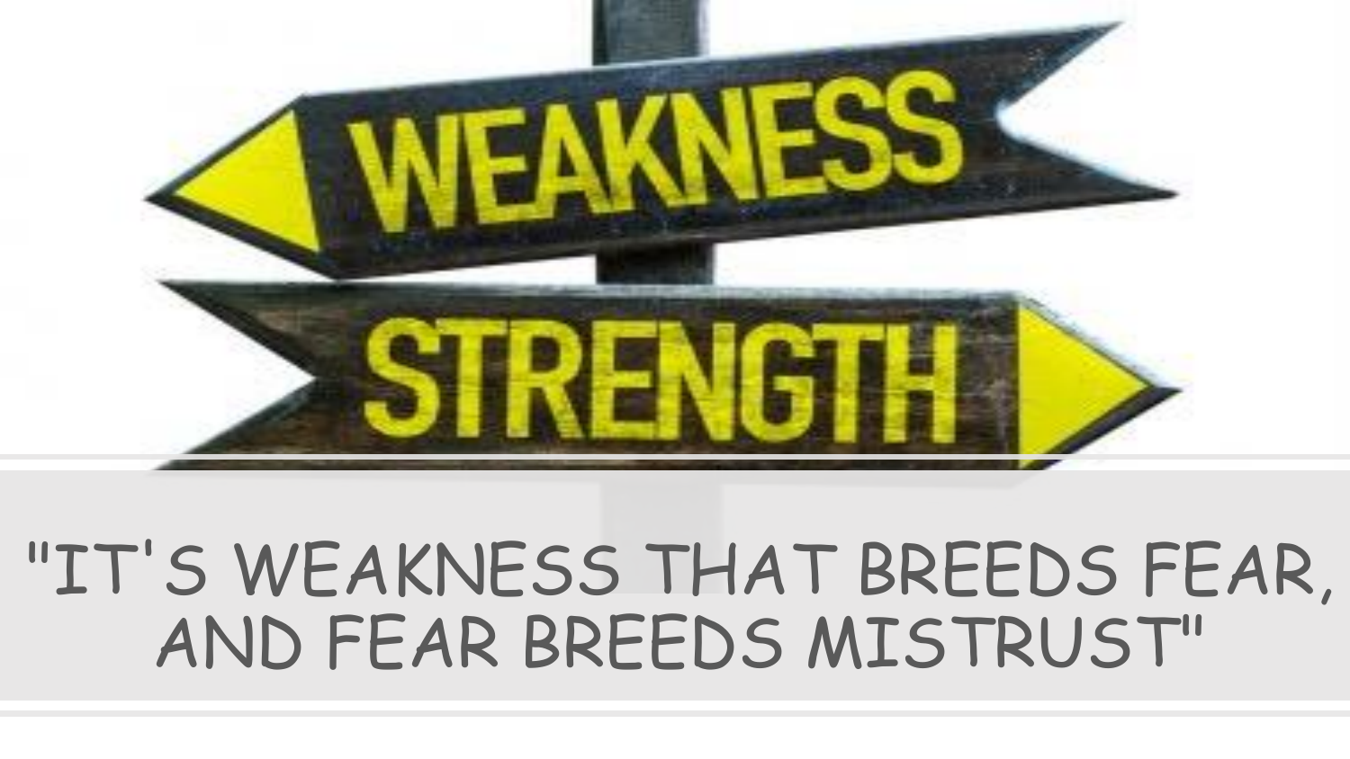"IT'S WEAKNESS THAT BREEDS FEAR, AND FEAR BREEDS MISTRUST"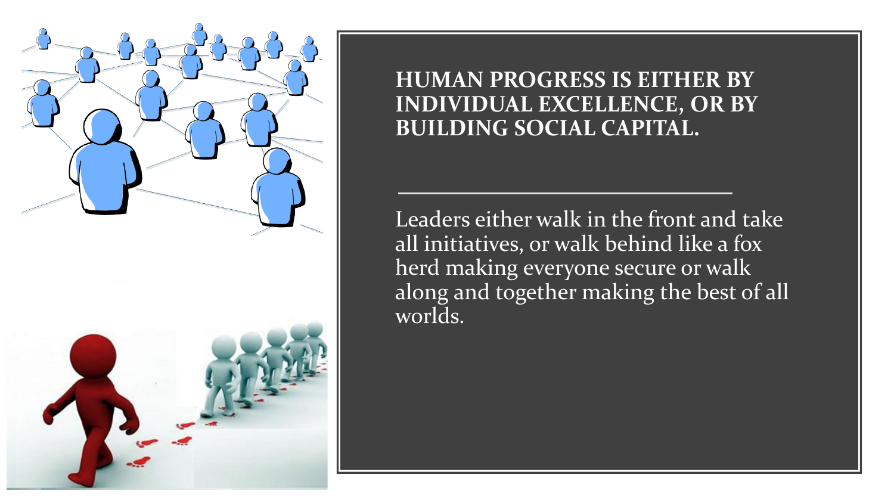**HUMAN PROGRESS IS EITHER BY INDIVIDUAL EXCELLENCE, OR BY BUILDING SOCIAL CAPITAL.**

---

Leaders either walk in the front and take all initiatives, or walk behind like a fox herd making everyone secure or walk along and together making the best of all worlds.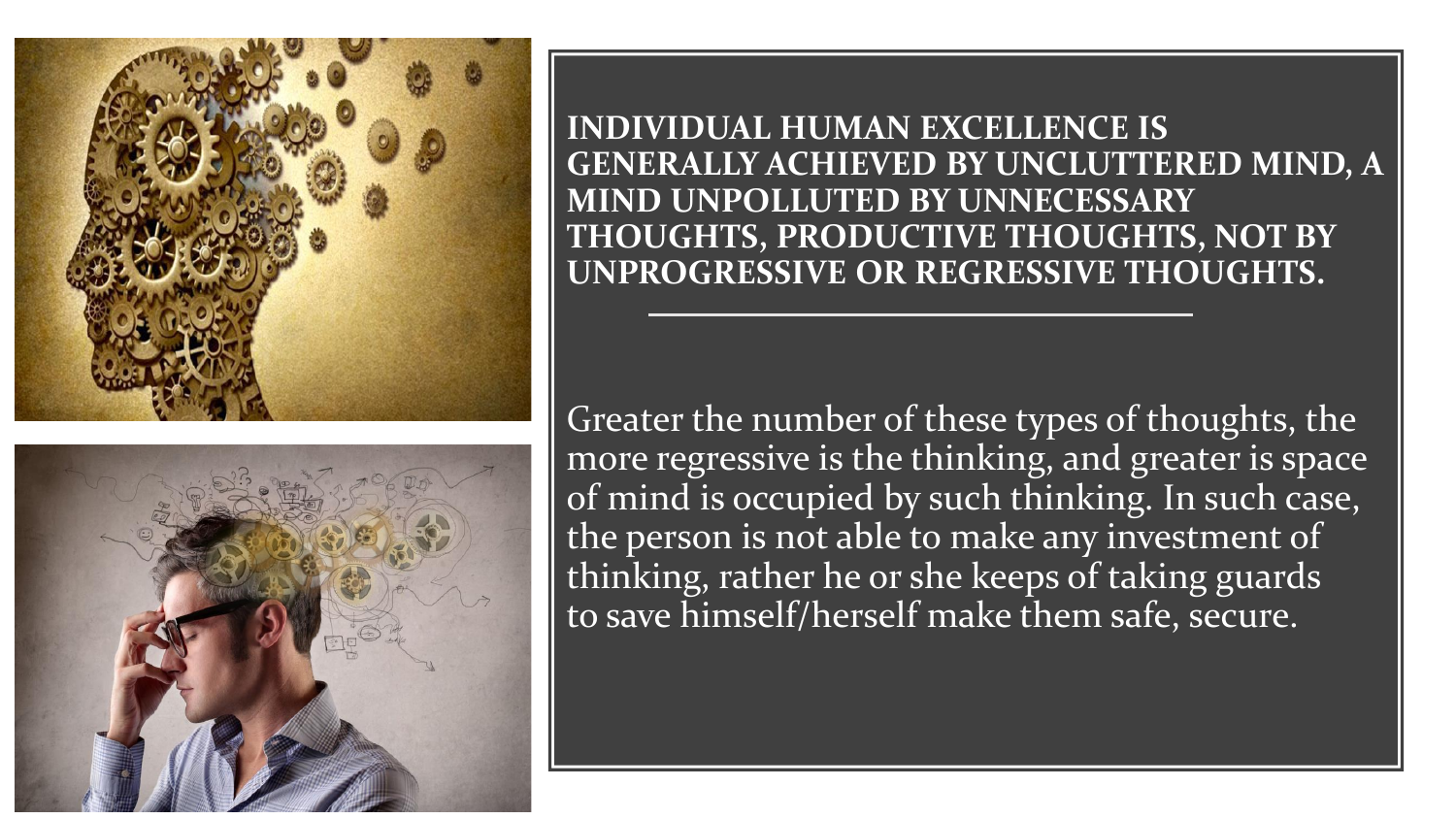**INDIVIDUAL HUMAN EXCELLENCE IS GENERALLY ACHIEVED BY UNCLUTTERED MIND, A MIND UNPOLLUTED BY UNNECESSARY THOUGHTS, PRODUCTIVE THOUGHTS, NOT BY UNPROGRESSIVE OR REGRESSIVE THOUGHTS.**

---

Greater the number of these types of thoughts, the more regressive is the thinking, and greater is space of mind is occupied by such thinking. In such case, the person is not able to make any investment of thinking, rather he or she keeps of taking guards to save himself/herself make them safe, secure.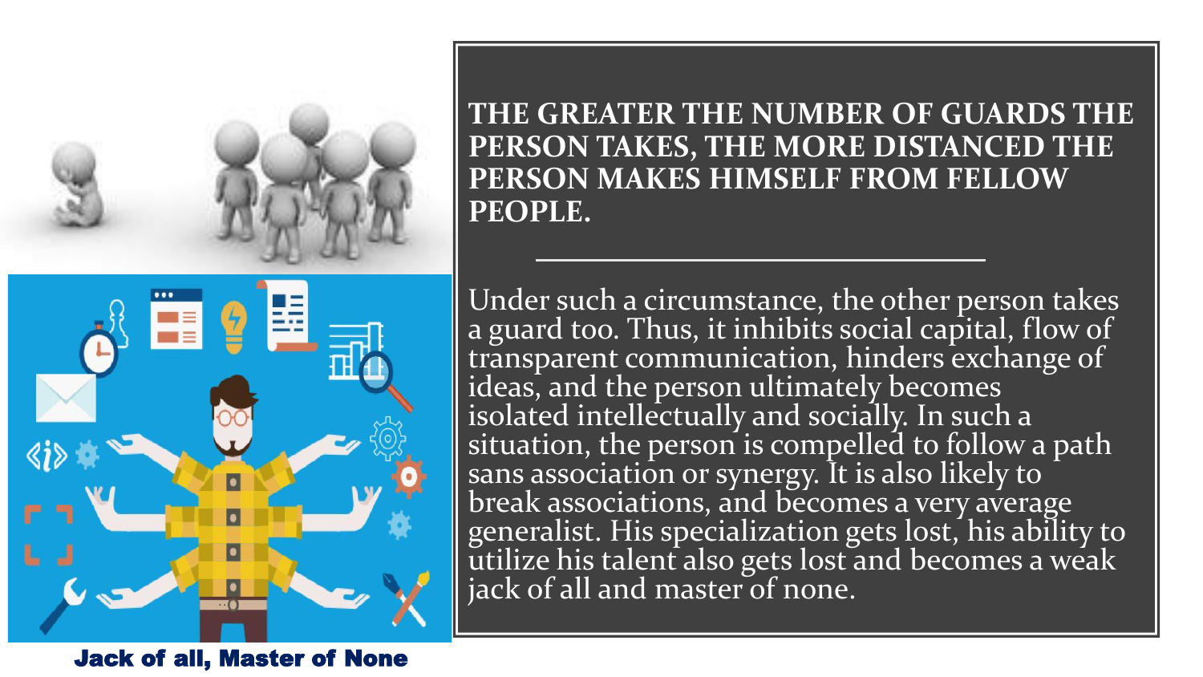**THE GREATER THE NUMBER OF GUARDS THE PERSON TAKES, THE MORE DISTANCED THE PERSON MAKES HIMSELF FROM FELLOW PEOPLE.**

---

Under such a circumstance, the other person takes a guard too. Thus, it inhibits social capital, flow of transparent communication, hinders exchange of ideas, and the person ultimately becomes isolated intellectually and socially. In such a situation, the person is compelled to follow a path sans association or synergy. It is also likely to break associations, and becomes a very average generalist. His specialization gets lost, his ability to utilize his talent also gets lost and becomes a weak jack of all and master of none.

**Jack of all, Master of None**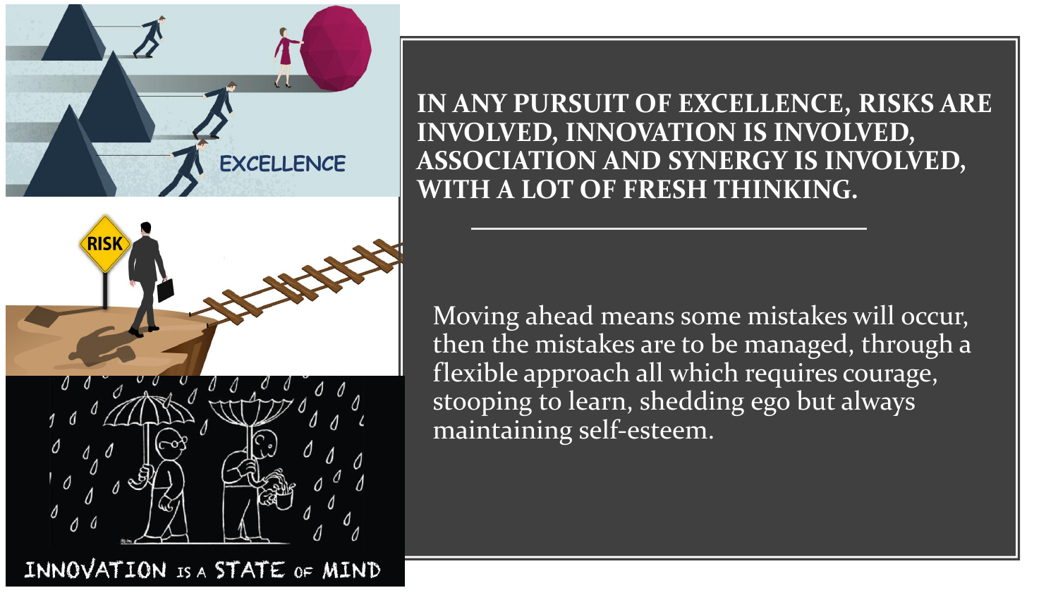**IN ANY PURSUIT OF EXCELLENCE, RISKS ARE INVOLVED, INNOVATION IS INVOLVED, ASSOCIATION AND SYNERGY IS INVOLVED, WITH A LOT OF FRESH THINKING.**

Moving ahead means some mistakes will occur, then the mistakes are to be managed, through a flexible approach all which requires courage, stooping to learn, shedding ego but always maintaining self-esteem.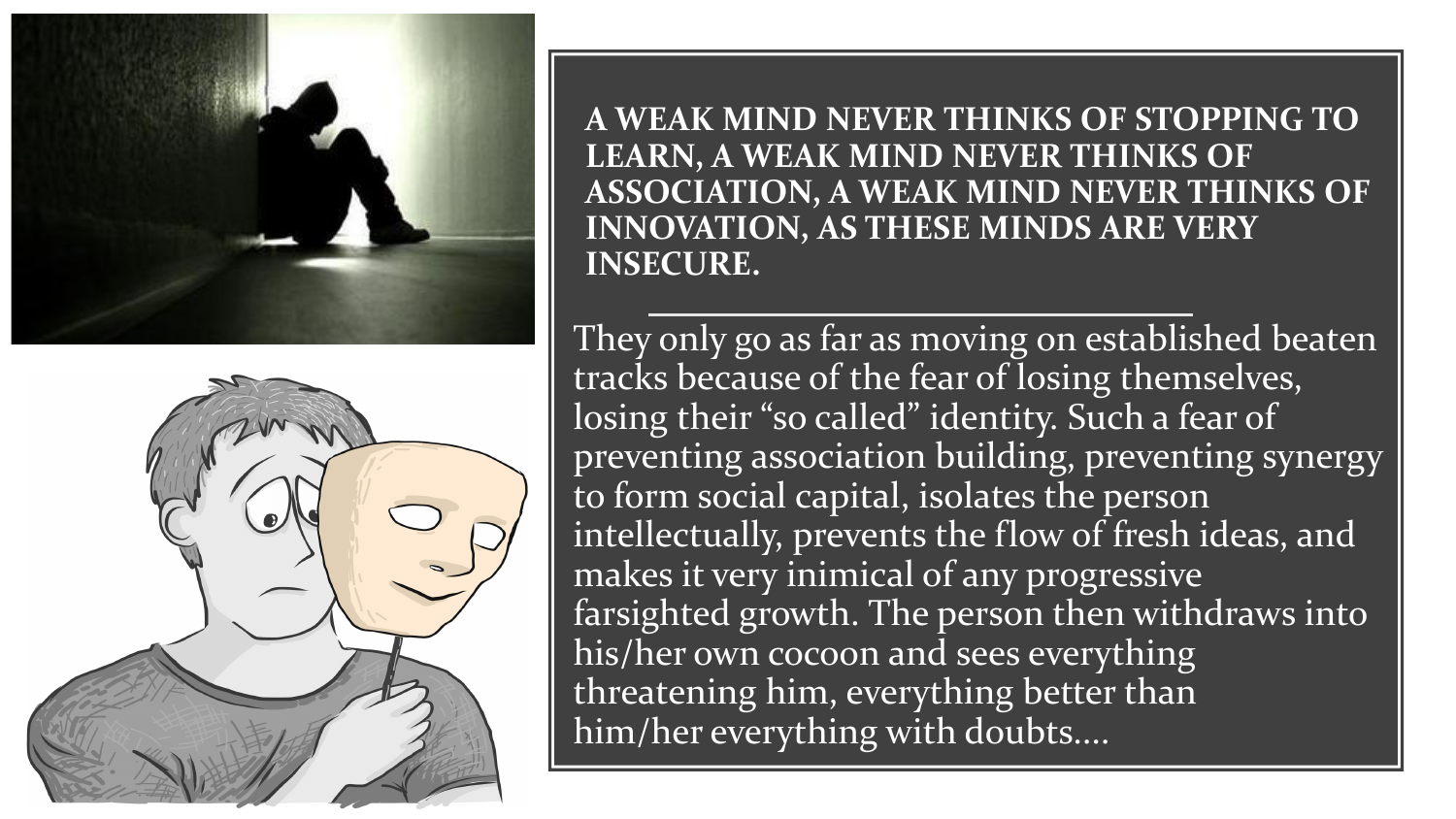**A WEAK MIND NEVER THINKS OF STOPPING TO LEARN, A WEAK MIND NEVER THINKS OF ASSOCIATION, A WEAK MIND NEVER THINKS OF INNOVATION, AS THESE MINDS ARE VERY INSECURE.**

---

They only go as far as moving on established beaten tracks because of the fear of losing themselves, losing their "so called" identity. Such a fear of preventing association building, preventing synergy to form social capital, isolates the person intellectually, prevents the flow of fresh ideas, and makes it very inimical of any progressive farsighted growth. The person then withdraws into his/her own cocoon and sees everything threatening him, everything better than him/her everything with doubts....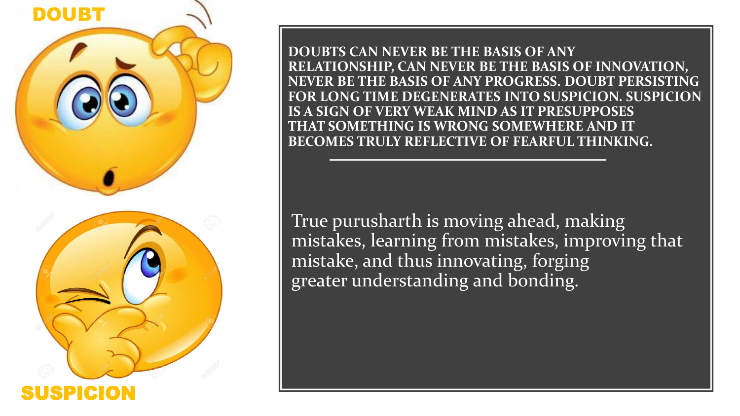DOUBT

SUSPICION

**DOUBTS CAN NEVER BE THE BASIS OF ANY RELATIONSHIP, CAN NEVER BE THE BASIS OF INNOVATION, NEVER BE THE BASIS OF ANY PROGRESS. DOUBT PERSISTING FOR LONG TIME DEGENERATES INTO SUSPICION. SUSPICION IS A SIGN OF VERY WEAK MIND AS IT PRESUPPOSES THAT SOMETHING IS WRONG SOMEWHERE AND IT BECOMES TRULY REFLECTIVE OF FEARFUL THINKING.**

---

True purusharth is moving ahead, making mistakes, learning from mistakes, improving that mistake, and thus innovating, forging greater understanding and bonding.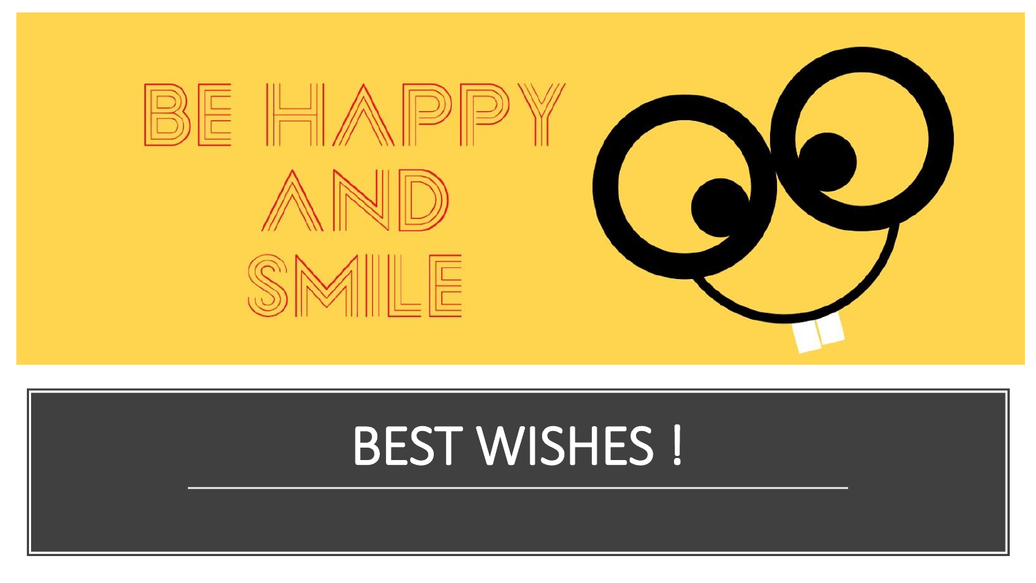BE HAPPY AND SMILE

# BEST WISHES !